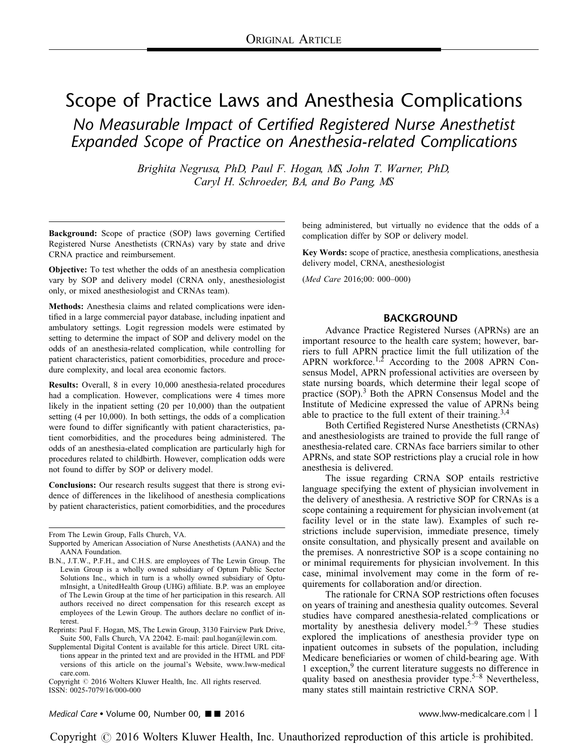ORIGINAL ARTICLE

# Scope of Practice Laws and Anesthesia Complications

## *No Measurable Impact of Certified Registered Nurse Anesthetist Expanded Scope of Practice on Anesthesia-related Complications*

*Brighita Negrusa, PhD, Paul F. Hogan, MS, John T. Warner, PhD, Caryl H. Schroeder, BA, and Bo Pang, MS*

**Background:** Scope of practice (SOP) laws governing Certified Registered Nurse Anesthetists (CRNAs) vary by state and drive CRNA practice and reimbursement.

**Objective:** To test whether the odds of an anesthesia complication vary by SOP and delivery model (CRNA only, anesthesiologist only, or mixed anesthesiologist and CRNAs team).

**Methods:** Anesthesia claims and related complications were identified in a large commercial payor database, including inpatient and ambulatory settings. Logit regression models were estimated by setting to determine the impact of SOP and delivery model on the odds of an anesthesia-related complication, while controlling for patient characteristics, patient comorbidities, procedure and procedure complexity, and local area economic factors.

**Results:** Overall, 8 in every 10,000 anesthesia-related procedures had a complication. However, complications were 4 times more likely in the inpatient setting (20 per 10,000) than the outpatient setting (4 per 10,000). In both settings, the odds of a complication were found to differ significantly with patient characteristics, patient comorbidities, and the procedures being administered. The odds of an anesthesia-elated complication are particularly high for procedures related to childbirth. However, complication odds were not found to differ by SOP or delivery model.

**Conclusions:** Our research results suggest that there is strong evidence of differences in the likelihood of anesthesia complications by patient characteristics, patient comorbidities, and the procedures being administered, but virtually no evidence that the odds of a complication differ by SOP or delivery model.

**Key Words:** scope of practice, anesthesia complications, anesthesia delivery model, CRNA, anesthesiologist

(*Med Care* 2016;00: 000–000)

From The Lewin Group, Falls Church, VA.

Supported by American Association of Nurse Anesthetists (AANA) and the AANA Foundation.

B.N., J.T.W., P.F.H., and C.H.S. are employees of The Lewin Group. The Lewin Group is a wholly owned subsidiary of Optum Public Sector Solutions Inc., which in turn is a wholly owned subsidiary of OptumInsight, a UnitedHealth Group (UHG) affiliate. B.P. was an employee of The Lewin Group at the time of her participation in this research. All authors received no direct compensation for this research except as employees of the Lewin Group. The authors declare no conflict of interest.

Reprints: Paul F. Hogan, MS, The Lewin Group, 3130 Fairview Park Drive, Suite 500, Falls Church, VA 22042. E-mail: paul.hogan@lewin.com.

Supplemental Digital Content is available for this article. Direct URL citations appear in the printed text and are provided in the HTML and PDF versions of this article on the journal's Website, www.lww-medicalcare.com.

Copyright © 2016 Wolters Kluwer Health, Inc. All rights reserved.

ISSN: 0025-7079/16/000-000

## BACKGROUND

Advance Practice Registered Nurses (APRNs) are an important resource to the health care system; however, barriers to full APRN practice limit the full utilization of the APRN workforce.[1,2] According to the 2008 APRN Consensus Model, APRN professional activities are overseen by state nursing boards, which determine their legal scope of practice (SOP).[3] Both the APRN Consensus Model and the Institute of Medicine expressed the value of APRNs being able to practice to the full extent of their training.[3,4]

Both Certified Registered Nurse Anesthetists (CRNAs) and anesthesiologists are trained to provide the full range of anesthesia-related care. CRNAs face barriers similar to other APRNs, and state SOP restrictions play a crucial role in how anesthesia is delivered.

The issue regarding CRNA SOP entails restrictive language specifying the extent of physician involvement in the delivery of anesthesia. A restrictive SOP for CRNAs is a scope containing a requirement for physician involvement (at facility level or in the state law). Examples of such restrictions include supervision, immediate presence, timely onsite consultation, and physically present and available on the premises. A nonrestrictive SOP is a scope containing no or minimal requirements for physician involvement. In this case, minimal involvement may come in the form of requirements for collaboration and/or direction.

The rationale for CRNA SOP restrictions often focuses on years of training and anesthesia quality outcomes. Several studies have compared anesthesia-related complications or mortality by anesthesia delivery model.[5–9] These studies explored the implications of anesthesia provider type on inpatient outcomes in subsets of the population, including Medicare beneficiaries or women of child-bearing age. With 1 exception,[9] the current literature suggests no difference in quality based on anesthesia provider type.[5–8] Nevertheless, many states still maintain restrictive CRNA SOP.

Copyright © 2016 Wolters Kluwer Health, Inc. Unauthorized reproduction of this article is prohibited.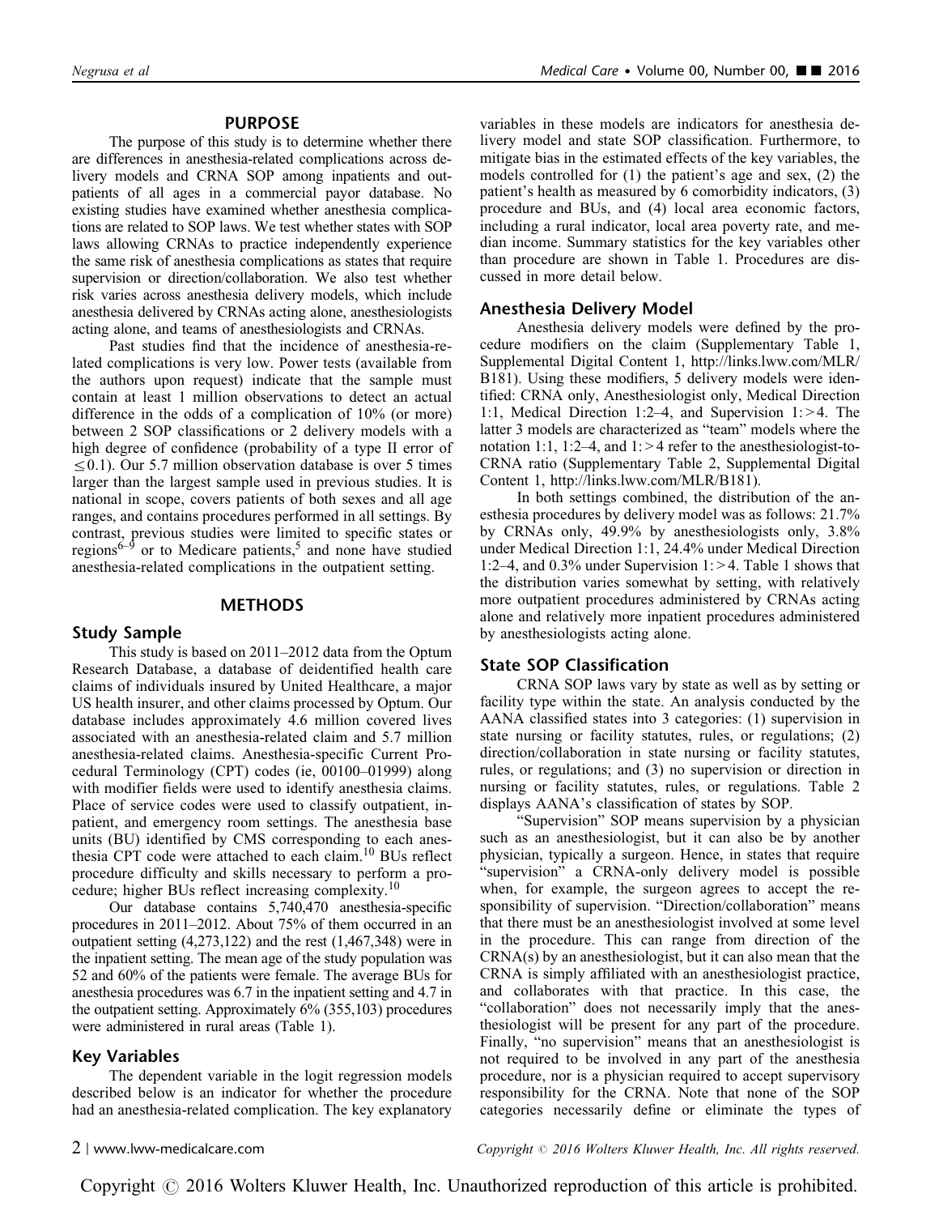## PURPOSE

The purpose of this study is to determine whether there are differences in anesthesia-related complications across delivery models and CRNA SOP among inpatients and outpatients of all ages in a commercial payor database. No existing studies have examined whether anesthesia complications are related to SOP laws. We test whether states with SOP laws allowing CRNAs to practice independently experience the same risk of anesthesia complications as states that require supervision or direction/collaboration. We also test whether risk varies across anesthesia delivery models, which include anesthesia delivered by CRNAs acting alone, anesthesiologists acting alone, and teams of anesthesiologists and CRNAs.

Past studies find that the incidence of anesthesia-related complications is very low. Power tests (available from the authors upon request) indicate that the sample must contain at least 1 million observations to detect an actual difference in the odds of a complication of 10% (or more) between 2 SOP classifications or 2 delivery models with a high degree of confidence (probability of a type II error of $\leq 0.1$). Our 5.7 million observation database is over 5 times larger than the largest sample used in previous studies. It is national in scope, covers patients of both sexes and all age ranges, and contains procedures performed in all settings. By contrast, previous studies were limited to specific states or regions[6–9] or to Medicare patients,[5] and none have studied anesthesia-related complications in the outpatient setting.

## METHODS

### Study Sample

This study is based on 2011–2012 data from the Optum Research Database, a database of deidentified health care claims of individuals insured by United Healthcare, a major US health insurer, and other claims processed by Optum. Our database includes approximately 4.6 million covered lives associated with an anesthesia-related claim and 5.7 million anesthesia-related claims. Anesthesia-specific Current Procedural Terminology (CPT) codes (ie, 00100–01999) along with modifier fields were used to identify anesthesia claims. Place of service codes were used to classify outpatient, inpatient, and emergency room settings. The anesthesia base units (BU) identified by CMS corresponding to each anesthesia CPT code were attached to each claim.[10] BUs reflect procedure difficulty and skills necessary to perform a procedure; higher BUs reflect increasing complexity.[10]

Our database contains 5,740,470 anesthesia-specific procedures in 2011–2012. About 75% of them occurred in an outpatient setting (4,273,122) and the rest (1,467,348) were in the inpatient setting. The mean age of the study population was 52 and 60% of the patients were female. The average BUs for anesthesia procedures was 6.7 in the inpatient setting and 4.7 in the outpatient setting. Approximately 6% (355,103) procedures were administered in rural areas (Table 1).

### Key Variables

The dependent variable in the logit regression models described below is an indicator for whether the procedure had an anesthesia-related complication. The key explanatory variables in these models are indicators for anesthesia delivery model and state SOP classification. Furthermore, to mitigate bias in the estimated effects of the key variables, the models controlled for (1) the patient's age and sex, (2) the patient's health as measured by 6 comorbidity indicators, (3) procedure and BUs, and (4) local area economic factors, including a rural indicator, local area poverty rate, and median income. Summary statistics for the key variables other than procedure are shown in Table 1. Procedures are discussed in more detail below.

### Anesthesia Delivery Model

Anesthesia delivery models were defined by the procedure modifiers on the claim (Supplementary Table 1, Supplemental Digital Content 1, http://links.lww.com/MLR/B181). Using these modifiers, 5 delivery models were identified: CRNA only, Anesthesiologist only, Medical Direction 1:1, Medical Direction 1:2–4, and Supervision 1: >4. The latter 3 models are characterized as "team" models where the notation 1:1, 1:2–4, and 1: >4 refer to the anesthesiologist-to-CRNA ratio (Supplementary Table 2, Supplemental Digital Content 1, http://links.lww.com/MLR/B181).

In both settings combined, the distribution of the anesthesia procedures by delivery model was as follows: 21.7% by CRNAs only, 49.9% by anesthesiologists only, 3.8% under Medical Direction 1:1, 24.4% under Medical Direction 1:2–4, and 0.3% under Supervision 1: >4. Table 1 shows that the distribution varies somewhat by setting, with relatively more outpatient procedures administered by CRNAs acting alone and relatively more inpatient procedures administered by anesthesiologists acting alone.

### State SOP Classification

CRNA SOP laws vary by state as well as by setting or facility type within the state. An analysis conducted by the AANA classified states into 3 categories: (1) supervision in state nursing or facility statutes, rules, or regulations; (2) direction/collaboration in state nursing or facility statutes, rules, or regulations; and (3) no supervision or direction in nursing or facility statutes, rules, or regulations. Table 2 displays AANA's classification of states by SOP.

"Supervision" SOP means supervision by a physician such as an anesthesiologist, but it can also be by another physician, typically a surgeon. Hence, in states that require "supervision" a CRNA-only delivery model is possible when, for example, the surgeon agrees to accept the responsibility of supervision. "Direction/collaboration" means that there must be an anesthesiologist involved at some level in the procedure. This can range from direction of the CRNA(s) by an anesthesiologist, but it can also mean that the CRNA is simply affiliated with an anesthesiologist practice, and collaborates with that practice. In this case, the "collaboration" does not necessarily imply that the anesthesiologist will be present for any part of the procedure. Finally, "no supervision" means that an anesthesiologist is not required to be involved in any part of the anesthesia procedure, nor is a physician required to accept supervisory responsibility for the CRNA. Note that none of the SOP categories necessarily define or eliminate the types of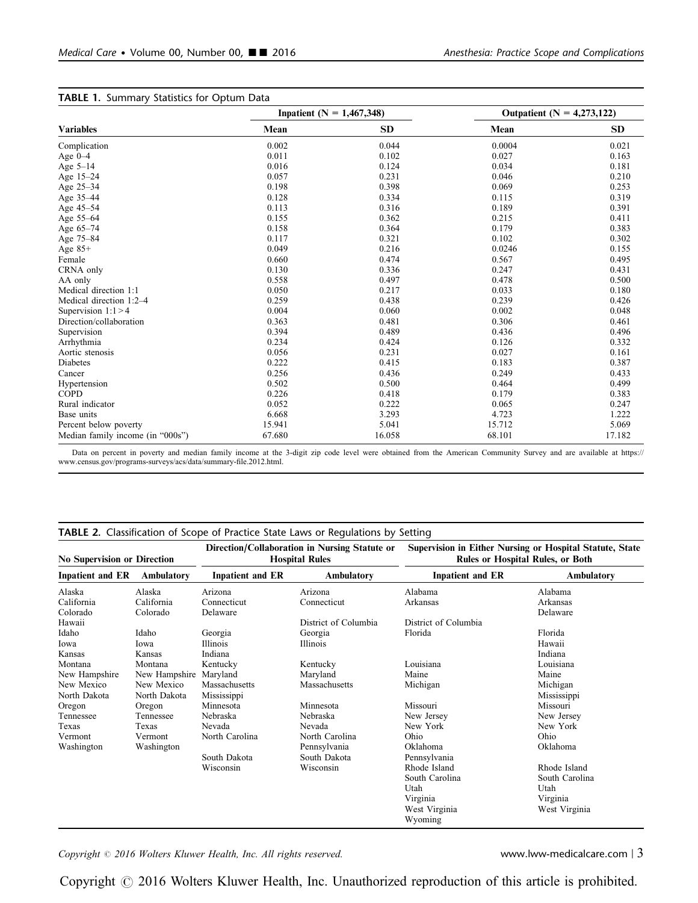**TABLE 1.** Summary Statistics for Optum Data

| Variables | Inpatient (N = 1,467,348) | | Outpatient (N = 4,273,122) | |
|---|---|---|---|---|
| | Mean | SD | Mean | SD |
| Complication | 0.002 | 0.044 | 0.0004 | 0.021 |
| Age 0–4 | 0.011 | 0.102 | 0.027 | 0.163 |
| Age 5–14 | 0.016 | 0.124 | 0.034 | 0.181 |
| Age 15–24 | 0.057 | 0.231 | 0.046 | 0.210 |
| Age 25–34 | 0.198 | 0.398 | 0.069 | 0.253 |
| Age 35–44 | 0.128 | 0.334 | 0.115 | 0.319 |
| Age 45–54 | 0.113 | 0.316 | 0.189 | 0.391 |
| Age 55–64 | 0.155 | 0.362 | 0.215 | 0.411 |
| Age 65–74 | 0.158 | 0.364 | 0.179 | 0.383 |
| Age 75–84 | 0.117 | 0.321 | 0.102 | 0.302 |
| Age 85+ | 0.049 | 0.216 | 0.0246 | 0.155 |
| Female | 0.660 | 0.474 | 0.567 | 0.495 |
| CRNA only | 0.130 | 0.336 | 0.247 | 0.431 |
| AA only | 0.558 | 0.497 | 0.478 | 0.500 |
| Medical direction 1:1 | 0.050 | 0.217 | 0.033 | 0.180 |
| Medical direction 1:2–4 | 0.259 | 0.438 | 0.239 | 0.426 |
| Supervision 1:1 > 4 | 0.004 | 0.060 | 0.002 | 0.048 |
| Direction/collaboration | 0.363 | 0.481 | 0.306 | 0.461 |
| Supervision | 0.394 | 0.489 | 0.436 | 0.496 |
| Arrhythmia | 0.234 | 0.424 | 0.126 | 0.332 |
| Aortic stenosis | 0.056 | 0.231 | 0.027 | 0.161 |
| Diabetes | 0.222 | 0.415 | 0.183 | 0.387 |
| Cancer | 0.256 | 0.436 | 0.249 | 0.433 |
| Hypertension | 0.502 | 0.500 | 0.464 | 0.499 |
| COPD | 0.226 | 0.418 | 0.179 | 0.383 |
| Rural indicator | 0.052 | 0.222 | 0.065 | 0.247 |
| Base units | 6.668 | 3.293 | 4.723 | 1.222 |
| Percent below poverty | 15.941 | 5.041 | 15.712 | 5.069 |
| Median family income (in "000s") | 67.680 | 16.058 | 68.101 | 17.182 |

Data on percent in poverty and median family income at the 3-digit zip code level were obtained from the American Community Survey and are available at https://www.census.gov/programs-surveys/acs/data/summary-file.2012.html.

**TABLE 2.** Classification of Scope of Practice State Laws or Regulations by Setting

| No Supervision or Direction | | Direction/Collaboration in Nursing Statute or Hospital Rules | | Supervision in Either Nursing or Hospital Statute, State Rules or Hospital Rules, or Both | |
|---|---|---|---|---|---|
| Inpatient and ER | Ambulatory | Inpatient and ER | Ambulatory | Inpatient and ER | Ambulatory |
| Alaska | Alaska | Arizona | Arizona | Alabama | Alabama |
| California | California | Connecticut | Connecticut | Arkansas | Arkansas |
| Colorado | Colorado | Delaware | | | Delaware |
| Hawaii | | | District of Columbia | District of Columbia | |
| Idaho | Idaho | Georgia | Georgia | Florida | Florida |
| Iowa | Iowa | Illinois | Illinois | | Hawaii |
| Kansas | Kansas | Indiana | | | Indiana |
| Montana | Montana | Kentucky | Kentucky | Louisiana | Louisiana |
| New Hampshire | New Hampshire | Maryland | Maryland | Maine | Maine |
| New Mexico | New Mexico | Massachusetts | Massachusetts | Michigan | Michigan |
| North Dakota | North Dakota | Mississippi | | | Mississippi |
| Oregon | Oregon | Minnesota | Minnesota | Missouri | Missouri |
| Tennessee | Tennessee | Nebraska | Nebraska | New Jersey | New Jersey |
| Texas | Texas | Nevada | Nevada | New York | New York |
| Vermont | Vermont | North Carolina | North Carolina | Ohio | Ohio |
| Washington | Washington | | Pennsylvania | Oklahoma | Oklahoma |
| | | South Dakota | South Dakota | Pennsylvania | |
| | | Wisconsin | Wisconsin | Rhode Island | Rhode Island |
| | | | | South Carolina | South Carolina |
| | | | | Utah | Utah |
| | | | | Virginia | Virginia |
| | | | | West Virginia | West Virginia |
| | | | | Wyoming | |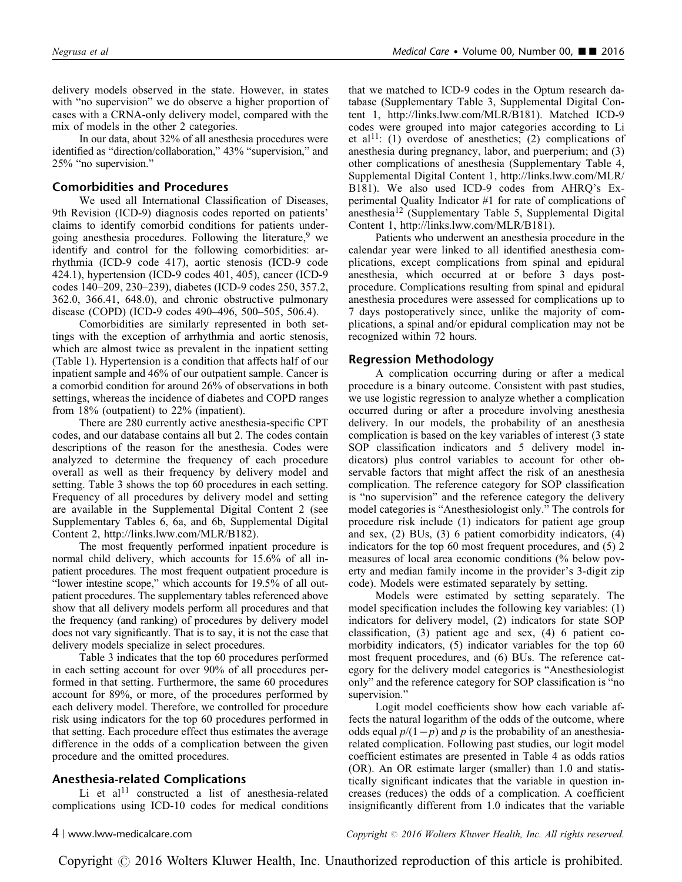delivery models observed in the state. However, in states with "no supervision" we do observe a higher proportion of cases with a CRNA-only delivery model, compared with the mix of models in the other 2 categories.

In our data, about 32% of all anesthesia procedures were identified as "direction/collaboration," 43% "supervision," and 25% "no supervision."

## Comorbidities and Procedures

We used all International Classification of Diseases, 9th Revision (ICD-9) diagnosis codes reported on patients' claims to identify comorbid conditions for patients undergoing anesthesia procedures. Following the literature,[9] we identify and control for the following comorbidities: arrhythmia (ICD-9 code 417), aortic stenosis (ICD-9 code 424.1), hypertension (ICD-9 codes 401, 405), cancer (ICD-9 codes 140–209, 230–239), diabetes (ICD-9 codes 250, 357.2, 362.0, 366.41, 648.0), and chronic obstructive pulmonary disease (COPD) (ICD-9 codes 490–496, 500–505, 506.4).

Comorbidities are similarly represented in both settings with the exception of arrhythmia and aortic stenosis, which are almost twice as prevalent in the inpatient setting (Table 1). Hypertension is a condition that affects half of our inpatient sample and 46% of our outpatient sample. Cancer is a comorbid condition for around 26% of observations in both settings, whereas the incidence of diabetes and COPD ranges from 18% (outpatient) to 22% (inpatient).

There are 280 currently active anesthesia-specific CPT codes, and our database contains all but 2. The codes contain descriptions of the reason for the anesthesia. Codes were analyzed to determine the frequency of each procedure overall as well as their frequency by delivery model and setting. Table 3 shows the top 60 procedures in each setting. Frequency of all procedures by delivery model and setting are available in the Supplemental Digital Content 2 (see Supplementary Tables 6, 6a, and 6b, Supplemental Digital Content 2, http://links.lww.com/MLR/B182).

The most frequently performed inpatient procedure is normal child delivery, which accounts for 15.6% of all inpatient procedures. The most frequent outpatient procedure is "lower intestine scope," which accounts for 19.5% of all outpatient procedures. The supplementary tables referenced above show that all delivery models perform all procedures and that the frequency (and ranking) of procedures by delivery model does not vary significantly. That is to say, it is not the case that delivery models specialize in select procedures.

Table 3 indicates that the top 60 procedures performed in each setting account for over 90% of all procedures performed in that setting. Furthermore, the same 60 procedures account for 89%, or more, of the procedures performed by each delivery model. Therefore, we controlled for procedure risk using indicators for the top 60 procedures performed in that setting. Each procedure effect thus estimates the average difference in the odds of a complication between the given procedure and the omitted procedures.

## Anesthesia-related Complications

Li et al[11] constructed a list of anesthesia-related complications using ICD-10 codes for medical conditions that we matched to ICD-9 codes in the Optum research database (Supplementary Table 3, Supplemental Digital Content 1, http://links.lww.com/MLR/B181). Matched ICD-9 codes were grouped into major categories according to Li et al[11]: (1) overdose of anesthetics; (2) complications of anesthesia during pregnancy, labor, and puerperium; and (3) other complications of anesthesia (Supplementary Table 4, Supplemental Digital Content 1, http://links.lww.com/MLR/B181). We also used ICD-9 codes from AHRQ's Experimental Quality Indicator #1 for rate of complications of anesthesia[12] (Supplementary Table 5, Supplemental Digital Content 1, http://links.lww.com/MLR/B181).

Patients who underwent an anesthesia procedure in the calendar year were linked to all identified anesthesia complications, except complications from spinal and epidural anesthesia, which occurred at or before 3 days post-procedure. Complications resulting from spinal and epidural anesthesia procedures were assessed for complications up to 7 days postoperatively since, unlike the majority of complications, a spinal and/or epidural complication may not be recognized within 72 hours.

## Regression Methodology

A complication occurring during or after a medical procedure is a binary outcome. Consistent with past studies, we use logistic regression to analyze whether a complication occurred during or after a procedure involving anesthesia delivery. In our models, the probability of an anesthesia complication is based on the key variables of interest (3 state SOP classification indicators and 5 delivery model indicators) plus control variables to account for other observable factors that might affect the risk of an anesthesia complication. The reference category for SOP classification is "no supervision" and the reference category the delivery model categories is "Anesthesiologist only." The controls for procedure risk include (1) indicators for patient age group and sex, (2) BUs, (3) 6 patient comorbidity indicators, (4) indicators for the top 60 most frequent procedures, and (5) 2 measures of local area economic conditions (% below poverty and median family income in the provider's 3-digit zip code). Models were estimated separately by setting.

Models were estimated by setting separately. The model specification includes the following key variables: (1) indicators for delivery model, (2) indicators for state SOP classification, (3) patient age and sex, (4) 6 patient comorbidity indicators, (5) indicator variables for the top 60 most frequent procedures, and (6) BUs. The reference category for the delivery model categories is "Anesthesiologist only" and the reference category for SOP classification is "no supervision."

Logit model coefficients show how each variable affects the natural logarithm of the odds of the outcome, where odds equal $p/(1-p)$ and $p$ is the probability of an anesthesia-related complication. Following past studies, our logit model coefficient estimates are presented in Table 4 as odds ratios (OR). An OR estimate larger (smaller) than 1.0 and statistically significant indicates that the variable in question increases (reduces) the odds of a complication. A coefficient insignificantly different from 1.0 indicates that the variable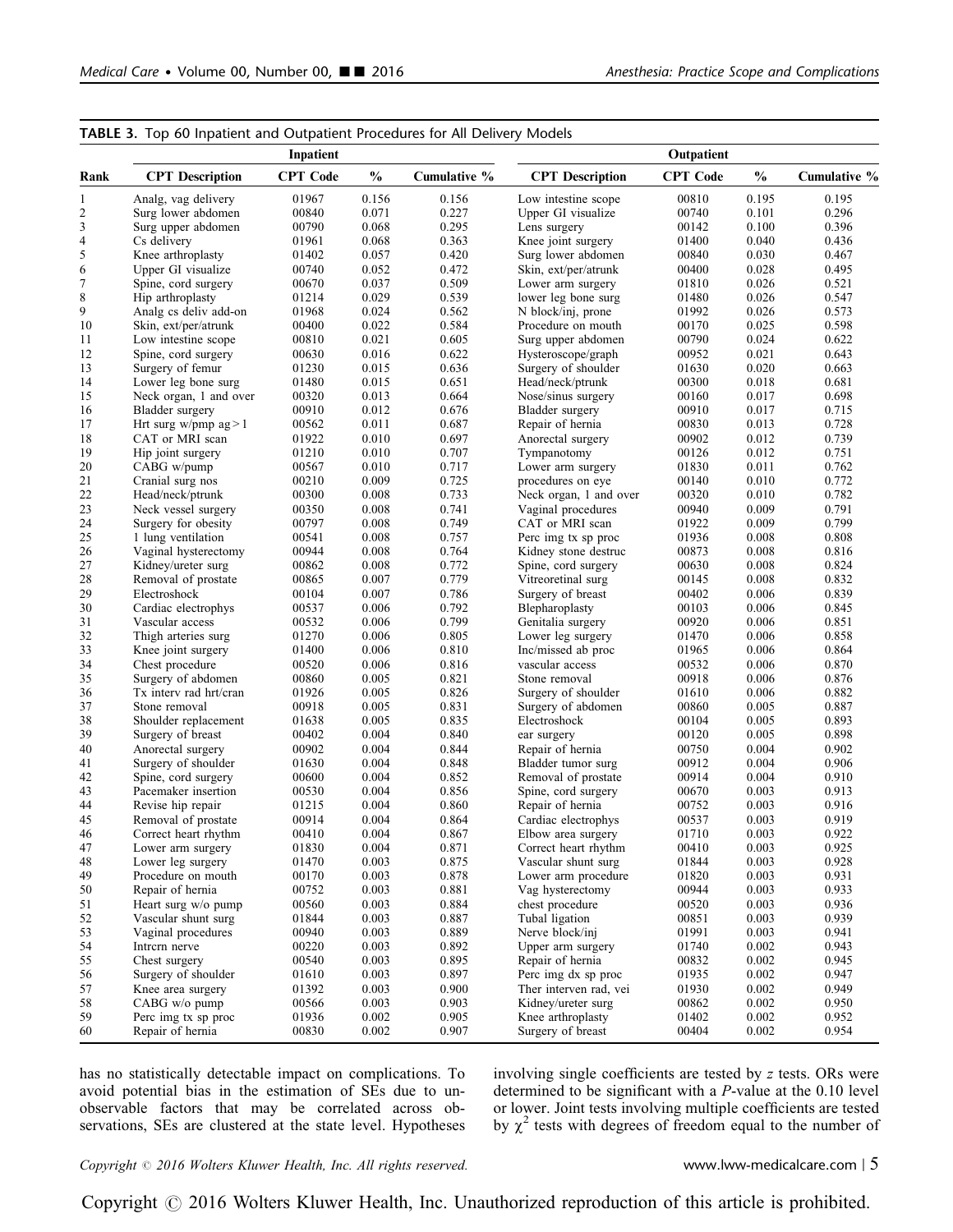**TABLE 3.** Top 60 Inpatient and Outpatient Procedures for All Delivery Models

| Rank | Inpatient | | | | Outpatient | | | |
|---|---|---|---|---|---|---|---|---|
| | CPT Description | CPT Code | % | Cumulative % | CPT Description | CPT Code | % | Cumulative % |
| 1 | Analg, vag delivery | 01967 | 0.156 | 0.156 | Low intestine scope | 00810 | 0.195 | 0.195 |
| 2 | Surg lower abdomen | 00840 | 0.071 | 0.227 | Upper GI visualize | 00740 | 0.101 | 0.296 |
| 3 | Surg upper abdomen | 00790 | 0.068 | 0.295 | Lens surgery | 00142 | 0.100 | 0.396 |
| 4 | Cs delivery | 01961 | 0.068 | 0.363 | Knee joint surgery | 01400 | 0.040 | 0.436 |
| 5 | Knee arthroplasty | 01402 | 0.057 | 0.420 | Surg lower abdomen | 00840 | 0.030 | 0.467 |
| 6 | Upper GI visualize | 00740 | 0.052 | 0.472 | Skin, ext/per/atrunk | 00400 | 0.028 | 0.495 |
| 7 | Spine, cord surgery | 00670 | 0.037 | 0.509 | Lower arm surgery | 01810 | 0.026 | 0.521 |
| 8 | Hip arthroplasty | 01214 | 0.029 | 0.539 | lower leg bone surg | 01480 | 0.026 | 0.547 |
| 9 | Analg cs deliv add-on | 01968 | 0.024 | 0.562 | N block/inj, prone | 01992 | 0.026 | 0.573 |
| 10 | Skin, ext/per/atrunk | 00400 | 0.022 | 0.584 | Procedure on mouth | 00170 | 0.025 | 0.598 |
| 11 | Low intestine scope | 00810 | 0.021 | 0.605 | Surg upper abdomen | 00790 | 0.024 | 0.622 |
| 12 | Spine, cord surgery | 00630 | 0.016 | 0.622 | Hysteroscope/graph | 00952 | 0.021 | 0.643 |
| 13 | Surgery of femur | 01230 | 0.015 | 0.636 | Surgery of shoulder | 01630 | 0.020 | 0.663 |
| 14 | Lower leg bone surg | 01480 | 0.015 | 0.651 | Head/neck/ptrunk | 00300 | 0.018 | 0.681 |
| 15 | Neck organ, 1 and over | 00320 | 0.013 | 0.664 | Nose/sinus surgery | 00160 | 0.017 | 0.698 |
| 16 | Bladder surgery | 00910 | 0.012 | 0.676 | Bladder surgery | 00910 | 0.017 | 0.715 |
| 17 | Hrt surg w/pmp ag > 1 | 00562 | 0.011 | 0.687 | Repair of hernia | 00830 | 0.013 | 0.728 |
| 18 | CAT or MRI scan | 01922 | 0.010 | 0.697 | Anorectal surgery | 00902 | 0.012 | 0.739 |
| 19 | Hip joint surgery | 01210 | 0.010 | 0.707 | Tympanotomy | 00126 | 0.012 | 0.751 |
| 20 | CABG w/pump | 00567 | 0.010 | 0.717 | Lower arm surgery | 01830 | 0.011 | 0.762 |
| 21 | Cranial surg nos | 00210 | 0.009 | 0.725 | procedures on eye | 00140 | 0.010 | 0.772 |
| 22 | Head/neck/ptrunk | 00300 | 0.008 | 0.733 | Neck organ, 1 and over | 00320 | 0.010 | 0.782 |
| 23 | Neck vessel surgery | 00350 | 0.008 | 0.741 | Vaginal procedures | 00940 | 0.009 | 0.791 |
| 24 | Surgery for obesity | 00797 | 0.008 | 0.749 | CAT or MRI scan | 01922 | 0.009 | 0.799 |
| 25 | 1 lung ventilation | 00541 | 0.008 | 0.757 | Perc img tx sp proc | 01936 | 0.008 | 0.808 |
| 26 | Vaginal hysterectomy | 00944 | 0.008 | 0.764 | Kidney stone destruc | 00873 | 0.008 | 0.816 |
| 27 | Kidney/ureter surg | 00862 | 0.008 | 0.772 | Spine, cord surgery | 00630 | 0.008 | 0.824 |
| 28 | Removal of prostate | 00865 | 0.007 | 0.779 | Vitreoretinal surg | 00145 | 0.008 | 0.832 |
| 29 | Electroshock | 00104 | 0.007 | 0.786 | Surgery of breast | 00402 | 0.006 | 0.839 |
| 30 | Cardiac electrophys | 00537 | 0.006 | 0.792 | Blepharoplasty | 00103 | 0.006 | 0.845 |
| 31 | Vascular access | 00532 | 0.006 | 0.799 | Genitalia surgery | 00920 | 0.006 | 0.851 |
| 32 | Thigh arteries surg | 01270 | 0.006 | 0.805 | Lower leg surgery | 01470 | 0.006 | 0.858 |
| 33 | Knee joint surgery | 01400 | 0.006 | 0.810 | Inc/missed ab proc | 01965 | 0.006 | 0.864 |
| 34 | Chest procedure | 00520 | 0.006 | 0.816 | vascular access | 00532 | 0.006 | 0.870 |
| 35 | Surgery of abdomen | 00860 | 0.005 | 0.821 | Stone removal | 00918 | 0.006 | 0.876 |
| 36 | Tx interv rad hrt/cran | 01926 | 0.005 | 0.826 | Surgery of shoulder | 01610 | 0.006 | 0.882 |
| 37 | Stone removal | 00918 | 0.005 | 0.831 | Surgery of abdomen | 00860 | 0.005 | 0.887 |
| 38 | Shoulder replacement | 01638 | 0.005 | 0.835 | Electroshock | 00104 | 0.005 | 0.893 |
| 39 | Surgery of breast | 00402 | 0.004 | 0.840 | ear surgery | 00120 | 0.005 | 0.898 |
| 40 | Anorectal surgery | 00902 | 0.004 | 0.844 | Repair of hernia | 00750 | 0.004 | 0.902 |
| 41 | Surgery of shoulder | 01630 | 0.004 | 0.848 | Bladder tumor surg | 00912 | 0.004 | 0.906 |
| 42 | Spine, cord surgery | 00600 | 0.004 | 0.852 | Removal of prostate | 00914 | 0.004 | 0.910 |
| 43 | Pacemaker insertion | 00530 | 0.004 | 0.856 | Spine, cord surgery | 00670 | 0.003 | 0.913 |
| 44 | Revise hip repair | 01215 | 0.004 | 0.860 | Repair of hernia | 00752 | 0.003 | 0.916 |
| 45 | Removal of prostate | 00914 | 0.004 | 0.864 | Cardiac electrophys | 00537 | 0.003 | 0.919 |
| 46 | Correct heart rhythm | 00410 | 0.004 | 0.867 | Elbow area surgery | 01710 | 0.003 | 0.922 |
| 47 | Lower arm surgery | 01830 | 0.004 | 0.871 | Correct heart rhythm | 00410 | 0.003 | 0.925 |
| 48 | Lower leg surgery | 01470 | 0.003 | 0.875 | Vascular shunt surg | 01844 | 0.003 | 0.928 |
| 49 | Procedure on mouth | 00170 | 0.003 | 0.878 | Lower arm procedure | 01820 | 0.003 | 0.931 |
| 50 | Repair of hernia | 00752 | 0.003 | 0.881 | Vag hysterectomy | 00944 | 0.003 | 0.933 |
| 51 | Heart surg w/o pump | 00560 | 0.003 | 0.884 | chest procedure | 00520 | 0.003 | 0.936 |
| 52 | Vascular shunt surg | 01844 | 0.003 | 0.887 | Tubal ligation | 00851 | 0.003 | 0.939 |
| 53 | Vaginal procedures | 00940 | 0.003 | 0.889 | Nerve block/inj | 01991 | 0.003 | 0.941 |
| 54 | Intrcrn nerve | 00220 | 0.003 | 0.892 | Upper arm surgery | 01740 | 0.002 | 0.943 |
| 55 | Chest surgery | 00540 | 0.003 | 0.895 | Repair of hernia | 00832 | 0.002 | 0.945 |
| 56 | Surgery of shoulder | 01610 | 0.003 | 0.897 | Perc img dx sp proc | 01935 | 0.002 | 0.947 |
| 57 | Knee area surgery | 01392 | 0.003 | 0.900 | Ther interven rad, vei | 01930 | 0.002 | 0.949 |
| 58 | CABG w/o pump | 00566 | 0.003 | 0.903 | Kidney/ureter surg | 00862 | 0.002 | 0.950 |
| 59 | Perc img tx sp proc | 01936 | 0.002 | 0.905 | Knee arthroplasty | 01402 | 0.002 | 0.952 |
| 60 | Repair of hernia | 00830 | 0.002 | 0.907 | Surgery of breast | 00404 | 0.002 | 0.954 |

has no statistically detectable impact on complications. To avoid potential bias in the estimation of SEs due to unobservable factors that may be correlated across observations, SEs are clustered at the state level. Hypotheses involving single coefficients are tested by $z$ tests. ORs were determined to be significant with a $P$-value at the 0.10 level or lower. Joint tests involving multiple coefficients are tested by $\chi^2$ tests with degrees of freedom equal to the number of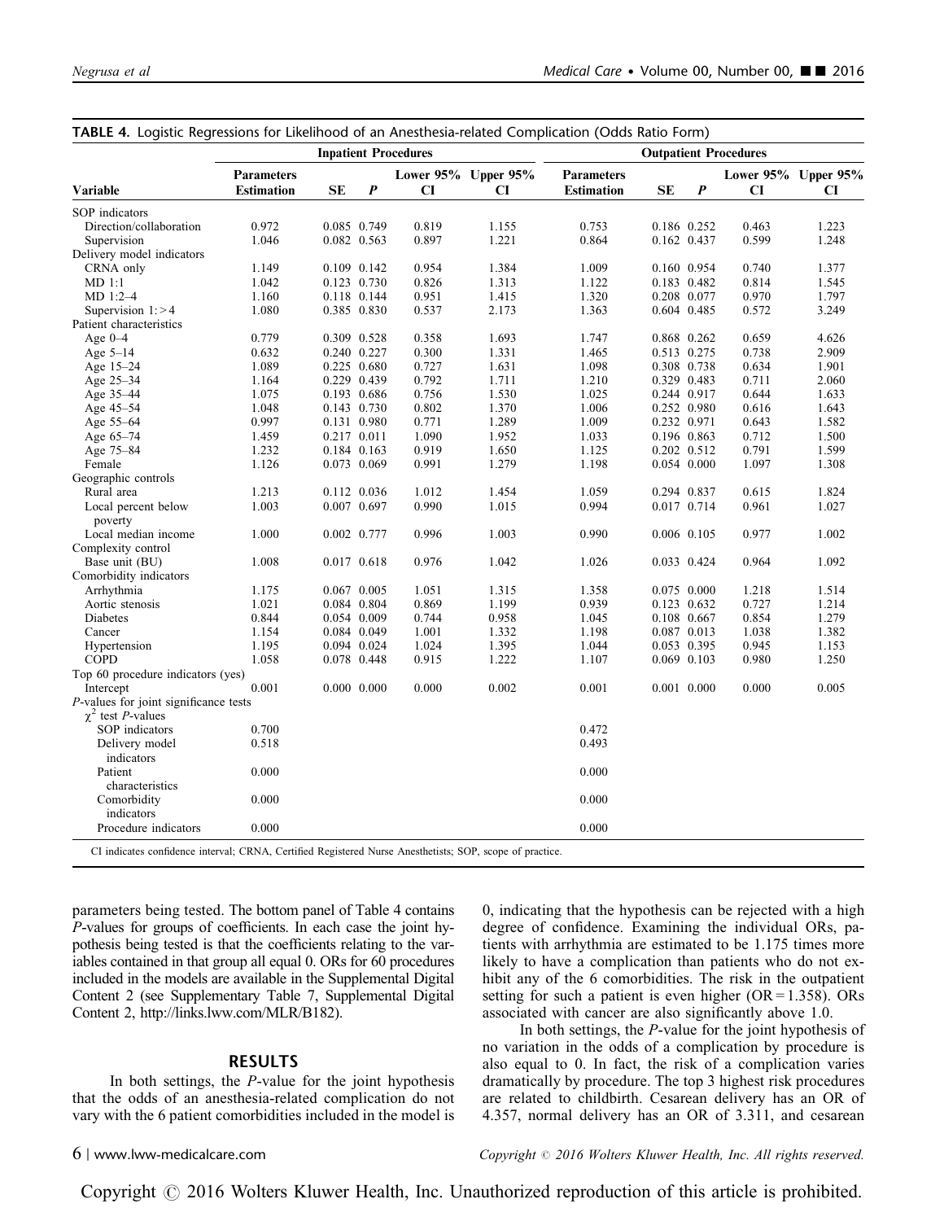**TABLE 4.** Logistic Regressions for Likelihood of an Anesthesia-related Complication (Odds Ratio Form)

| | Inpatient Procedures | | | | | Outpatient Procedures | | | | |
|---|---|---|---|---|---|---|---|---|---|---|
| **Variable** | **Parameters Estimation** | **SE** | ***P*** | **Lower 95% CI** | **Upper 95% CI** | **Parameters Estimation** | **SE** | ***P*** | **Lower 95% CI** | **Upper 95% CI** |
| SOP indicators | | | | | | | | | | |
| Direction/collaboration | 0.972 | 0.085 | 0.749 | 0.819 | 1.155 | 0.753 | 0.186 | 0.252 | 0.463 | 1.223 |
| Supervision | 1.046 | 0.082 | 0.563 | 0.897 | 1.221 | 0.864 | 0.162 | 0.437 | 0.599 | 1.248 |
| Delivery model indicators | | | | | | | | | | |
| CRNA only | 1.149 | 0.109 | 0.142 | 0.954 | 1.384 | 1.009 | 0.160 | 0.954 | 0.740 | 1.377 |
| MD 1:1 | 1.042 | 0.123 | 0.730 | 0.826 | 1.313 | 1.122 | 0.183 | 0.482 | 0.814 | 1.545 |
| MD 1:2–4 | 1.160 | 0.118 | 0.144 | 0.951 | 1.415 | 1.320 | 0.208 | 0.077 | 0.970 | 1.797 |
| Supervision 1: > 4 | 1.080 | 0.385 | 0.830 | 0.537 | 2.173 | 1.363 | 0.604 | 0.485 | 0.572 | 3.249 |
| Patient characteristics | | | | | | | | | | |
| Age 0–4 | 0.779 | 0.309 | 0.528 | 0.358 | 1.693 | 1.747 | 0.868 | 0.262 | 0.659 | 4.626 |
| Age 5–14 | 0.632 | 0.240 | 0.227 | 0.300 | 1.331 | 1.465 | 0.513 | 0.275 | 0.738 | 2.909 |
| Age 15–24 | 1.089 | 0.225 | 0.680 | 0.727 | 1.631 | 1.098 | 0.308 | 0.738 | 0.634 | 1.901 |
| Age 25–34 | 1.164 | 0.229 | 0.439 | 0.792 | 1.711 | 1.210 | 0.329 | 0.483 | 0.711 | 2.060 |
| Age 35–44 | 1.075 | 0.193 | 0.686 | 0.756 | 1.530 | 1.025 | 0.244 | 0.917 | 0.644 | 1.633 |
| Age 45–54 | 1.048 | 0.143 | 0.730 | 0.802 | 1.370 | 1.006 | 0.252 | 0.980 | 0.616 | 1.643 |
| Age 55–64 | 0.997 | 0.131 | 0.980 | 0.771 | 1.289 | 1.009 | 0.232 | 0.971 | 0.643 | 1.582 |
| Age 65–74 | 1.459 | 0.217 | 0.011 | 1.090 | 1.952 | 1.033 | 0.196 | 0.863 | 0.712 | 1.500 |
| Age 75–84 | 1.232 | 0.184 | 0.163 | 0.919 | 1.650 | 1.125 | 0.202 | 0.512 | 0.791 | 1.599 |
| Female | 1.126 | 0.073 | 0.069 | 0.991 | 1.279 | 1.198 | 0.054 | 0.000 | 1.097 | 1.308 |
| Geographic controls | | | | | | | | | | |
| Rural area | 1.213 | 0.112 | 0.036 | 1.012 | 1.454 | 1.059 | 0.294 | 0.837 | 0.615 | 1.824 |
| Local percent below poverty | 1.003 | 0.007 | 0.697 | 0.990 | 1.015 | 0.994 | 0.017 | 0.714 | 0.961 | 1.027 |
| Local median income | 1.000 | 0.002 | 0.777 | 0.996 | 1.003 | 0.990 | 0.006 | 0.105 | 0.977 | 1.002 |
| Complexity control | | | | | | | | | | |
| Base unit (BU) | 1.008 | 0.017 | 0.618 | 0.976 | 1.042 | 1.026 | 0.033 | 0.424 | 0.964 | 1.092 |
| Comorbidity indicators | | | | | | | | | | |
| Arrhythmia | 1.175 | 0.067 | 0.005 | 1.051 | 1.315 | 1.358 | 0.075 | 0.000 | 1.218 | 1.514 |
| Aortic stenosis | 1.021 | 0.084 | 0.804 | 0.869 | 1.199 | 0.939 | 0.123 | 0.632 | 0.727 | 1.214 |
| Diabetes | 0.844 | 0.054 | 0.009 | 0.744 | 0.958 | 1.045 | 0.108 | 0.667 | 0.854 | 1.279 |
| Cancer | 1.154 | 0.084 | 0.049 | 1.001 | 1.332 | 1.198 | 0.087 | 0.013 | 1.038 | 1.382 |
| Hypertension | 1.195 | 0.094 | 0.024 | 1.024 | 1.395 | 1.044 | 0.053 | 0.395 | 0.945 | 1.153 |
| COPD | 1.058 | 0.078 | 0.448 | 0.915 | 1.222 | 1.107 | 0.069 | 0.103 | 0.980 | 1.250 |
| Top 60 procedure indicators (yes) | | | | | | | | | | |
| Intercept | 0.001 | 0.000 | 0.000 | 0.000 | 0.002 | 0.001 | 0.001 | 0.000 | 0.000 | 0.005 |
| *P*-values for joint significance tests | | | | | | | | | | |
| $\chi^2$ test *P*-values | | | | | | | | | | |
| SOP indicators | 0.700 | | | | | 0.472 | | | | |
| Delivery model indicators | 0.518 | | | | | 0.493 | | | | |
| Patient characteristics | 0.000 | | | | | 0.000 | | | | |
| Comorbidity indicators | 0.000 | | | | | 0.000 | | | | |
| Procedure indicators | 0.000 | | | | | 0.000 | | | | |

CI indicates confidence interval; CRNA, Certified Registered Nurse Anesthetists; SOP, scope of practice.

parameters being tested. The bottom panel of Table 4 contains *P*-values for groups of coefficients. In each case the joint hypothesis being tested is that the coefficients relating to the variables contained in that group all equal 0. ORs for 60 procedures included in the models are available in the Supplemental Digital Content 2 (see Supplementary Table 7, Supplemental Digital Content 2, http://links.lww.com/MLR/B182).

## RESULTS

In both settings, the *P*-value for the joint hypothesis that the odds of an anesthesia-related complication do not vary with the 6 patient comorbidities included in the model is 0, indicating that the hypothesis can be rejected with a high degree of confidence. Examining the individual ORs, patients with arrhythmia are estimated to be 1.175 times more likely to have a complication than patients who do not exhibit any of the 6 comorbidities. The risk in the outpatient setting for such a patient is even higher (OR = 1.358). ORs associated with cancer are also significantly above 1.0.

In both settings, the *P*-value for the joint hypothesis of no variation in the odds of a complication by procedure is also equal to 0. In fact, the risk of a complication varies dramatically by procedure. The top 3 highest risk procedures are related to childbirth. Cesarean delivery has an OR of 4.357, normal delivery has an OR of 3.311, and cesarean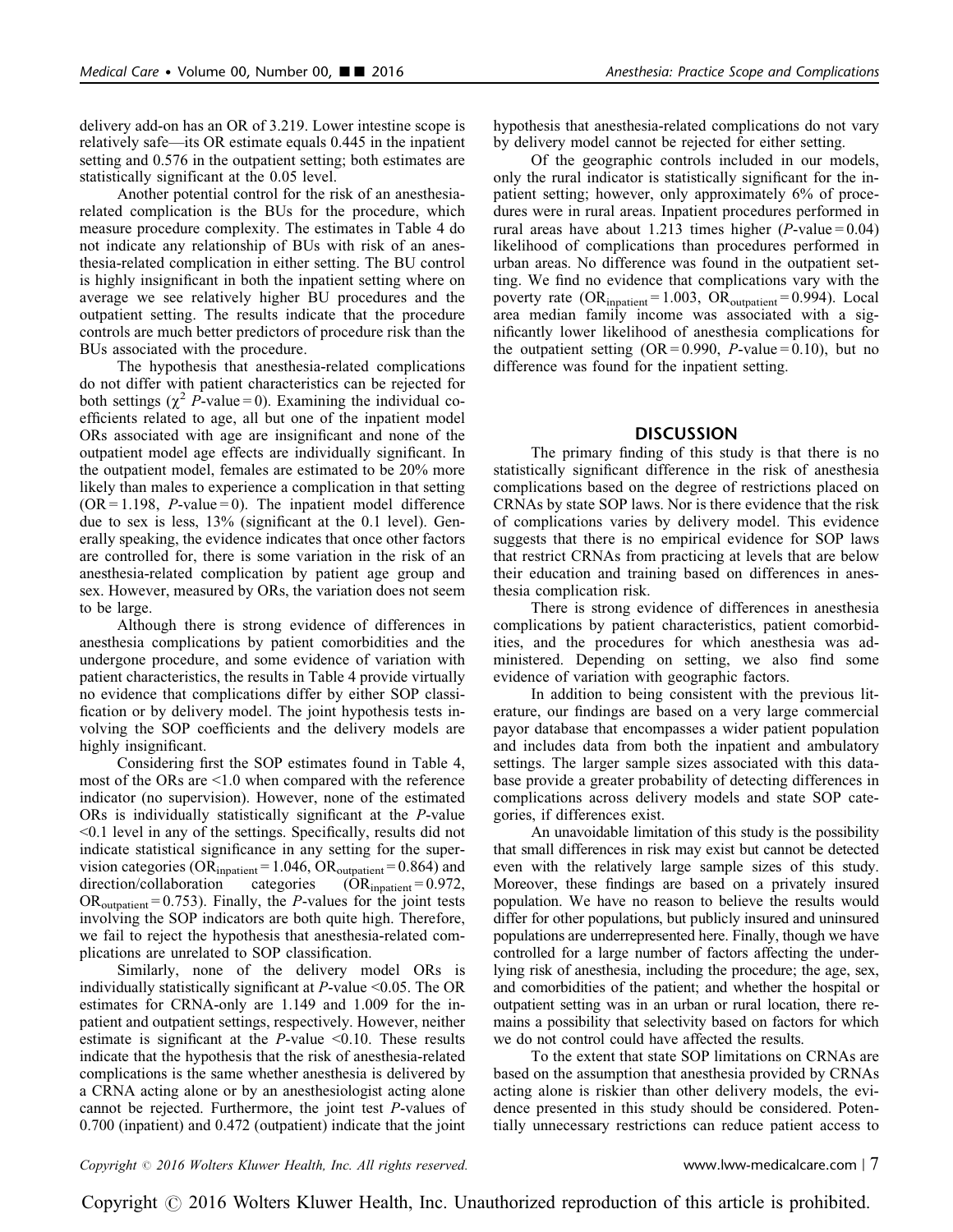delivery add-on has an OR of 3.219. Lower intestine scope is relatively safe—its OR estimate equals 0.445 in the inpatient setting and 0.576 in the outpatient setting; both estimates are statistically significant at the 0.05 level.

Another potential control for the risk of an anesthesia-related complication is the BUs for the procedure, which measure procedure complexity. The estimates in Table 4 do not indicate any relationship of BUs with risk of an anesthesia-related complication in either setting. The BU control is highly insignificant in both the inpatient setting where on average we see relatively higher BU procedures and the outpatient setting. The results indicate that the procedure controls are much better predictors of procedure risk than the BUs associated with the procedure.

The hypothesis that anesthesia-related complications do not differ with patient characteristics can be rejected for both settings ($\chi^2$ $P$-value = 0). Examining the individual coefficients related to age, all but one of the inpatient model ORs associated with age are insignificant and none of the outpatient model age effects are individually significant. In the outpatient model, females are estimated to be 20% more likely than males to experience a complication in that setting (OR = 1.198, $P$-value = 0). The inpatient model difference due to sex is less, 13% (significant at the 0.1 level). Generally speaking, the evidence indicates that once other factors are controlled for, there is some variation in the risk of an anesthesia-related complication by patient age group and sex. However, measured by ORs, the variation does not seem to be large.

Although there is strong evidence of differences in anesthesia complications by patient comorbidities and the undergone procedure, and some evidence of variation with patient characteristics, the results in Table 4 provide virtually no evidence that complications differ by either SOP classification or by delivery model. The joint hypothesis tests involving the SOP coefficients and the delivery models are highly insignificant.

Considering first the SOP estimates found in Table 4, most of the ORs are <1.0 when compared with the reference indicator (no supervision). However, none of the estimated ORs is individually statistically significant at the $P$-value <0.1 level in any of the settings. Specifically, results did not indicate statistical significance in any setting for the supervision categories ($OR_{inpatient}$ = 1.046, $OR_{outpatient}$ = 0.864) and direction/collaboration categories ($OR_{inpatient}$ = 0.972, $OR_{outpatient}$ = 0.753). Finally, the $P$-values for the joint tests involving the SOP indicators are both quite high. Therefore, we fail to reject the hypothesis that anesthesia-related complications are unrelated to SOP classification.

Similarly, none of the delivery model ORs is individually statistically significant at $P$-value <0.05. The OR estimates for CRNA-only are 1.149 and 1.009 for the inpatient and outpatient settings, respectively. However, neither estimate is significant at the $P$-value <0.10. These results indicate that the hypothesis that the risk of anesthesia-related complications is the same whether anesthesia is delivered by a CRNA acting alone or by an anesthesiologist acting alone cannot be rejected. Furthermore, the joint test $P$-values of 0.700 (inpatient) and 0.472 (outpatient) indicate that the joint hypothesis that anesthesia-related complications do not vary by delivery model cannot be rejected for either setting.

Of the geographic controls included in our models, only the rural indicator is statistically significant for the inpatient setting; however, only approximately 6% of procedures were in rural areas. Inpatient procedures performed in rural areas have about 1.213 times higher ($P$-value = 0.04) likelihood of complications than procedures performed in urban areas. No difference was found in the outpatient setting. We find no evidence that complications vary with the poverty rate ($OR_{inpatient}$ = 1.003, $OR_{outpatient}$ = 0.994). Local area median family income was associated with a significantly lower likelihood of anesthesia complications for the outpatient setting (OR = 0.990, $P$-value = 0.10), but no difference was found for the inpatient setting.

## DISCUSSION

The primary finding of this study is that there is no statistically significant difference in the risk of anesthesia complications based on the degree of restrictions placed on CRNAs by state SOP laws. Nor is there evidence that the risk of complications varies by delivery model. This evidence suggests that there is no empirical evidence for SOP laws that restrict CRNAs from practicing at levels that are below their education and training based on differences in anesthesia complication risk.

There is strong evidence of differences in anesthesia complications by patient characteristics, patient comorbidities, and the procedures for which anesthesia was administered. Depending on setting, we also find some evidence of variation with geographic factors.

In addition to being consistent with the previous literature, our findings are based on a very large commercial payor database that encompasses a wider patient population and includes data from both the inpatient and ambulatory settings. The larger sample sizes associated with this database provide a greater probability of detecting differences in complications across delivery models and state SOP categories, if differences exist.

An unavoidable limitation of this study is the possibility that small differences in risk may exist but cannot be detected even with the relatively large sample sizes of this study. Moreover, these findings are based on a privately insured population. We have no reason to believe the results would differ for other populations, but publicly insured and uninsured populations are underrepresented here. Finally, though we have controlled for a large number of factors affecting the underlying risk of anesthesia, including the procedure; the age, sex, and comorbidities of the patient; and whether the hospital or outpatient setting was in an urban or rural location, there remains a possibility that selectivity based on factors for which we do not control could have affected the results.

To the extent that state SOP limitations on CRNAs are based on the assumption that anesthesia provided by CRNAs acting alone is riskier than other delivery models, the evidence presented in this study should be considered. Potentially unnecessary restrictions can reduce patient access to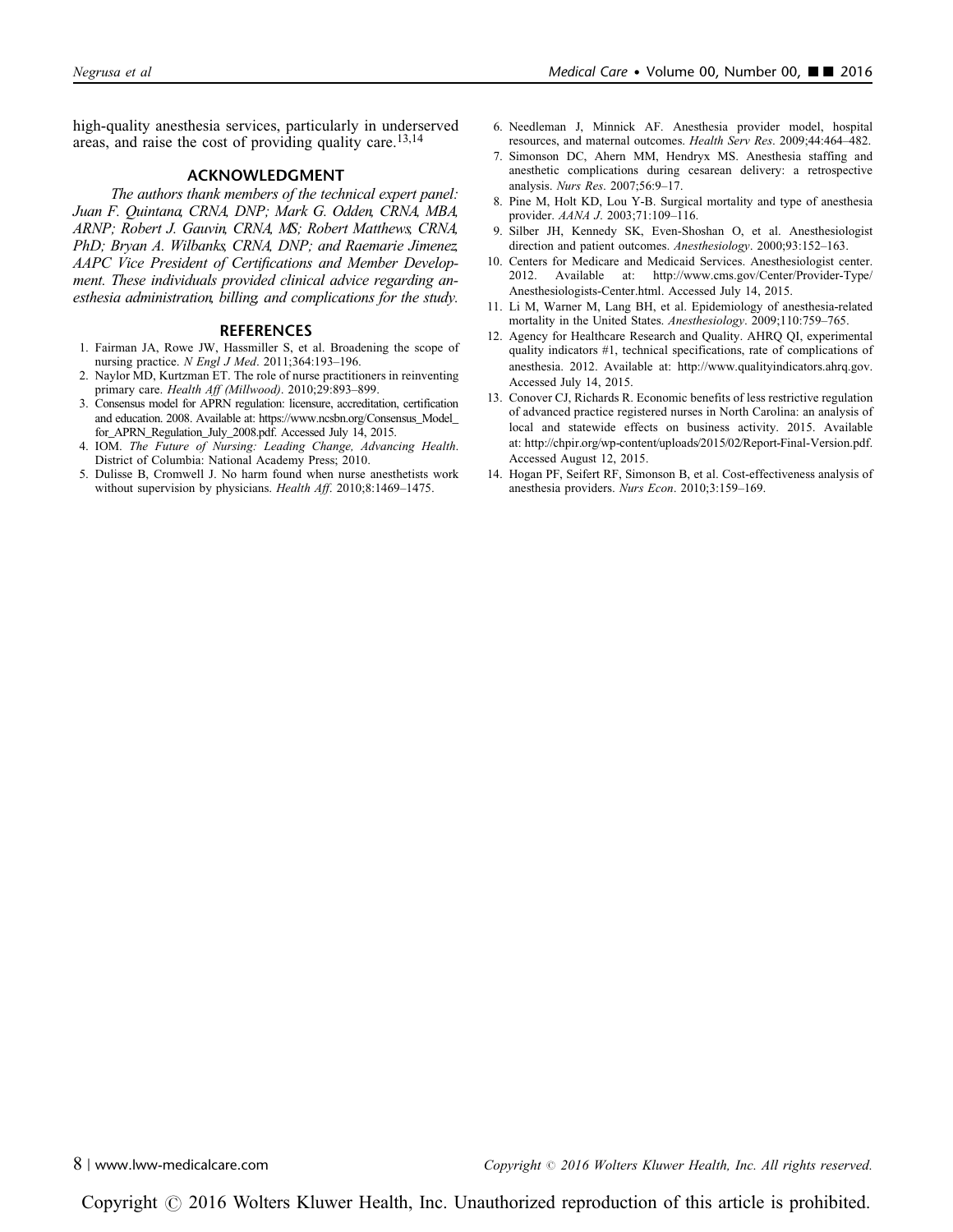high-quality anesthesia services, particularly in underserved areas, and raise the cost of providing quality care.[13,14]

## ACKNOWLEDGMENT

*The authors thank members of the technical expert panel: Juan F. Quintana, CRNA, DNP; Mark G. Odden, CRNA, MBA, ARNP; Robert J. Gauvin, CRNA, MS; Robert Matthews, CRNA, PhD; Bryan A. Wilbanks, CRNA, DNP; and Raemarie Jimenez, AAPC Vice President of Certifications and Member Development. These individuals provided clinical advice regarding anesthesia administration, billing, and complications for the study.*

## REFERENCES

1. Fairman JA, Rowe JW, Hassmiller S, et al. Broadening the scope of nursing practice. *N Engl J Med*. 2011;364:193–196.
2. Naylor MD, Kurtzman ET. The role of nurse practitioners in reinventing primary care. *Health Aff (Millwood)*. 2010;29:893–899.
3. Consensus model for APRN regulation: licensure, accreditation, certification and education. 2008. Available at: https://www.ncsbn.org/Consensus_Model_for_APRN_Regulation_July_2008.pdf. Accessed July 14, 2015.
4. IOM. *The Future of Nursing: Leading Change, Advancing Health*. District of Columbia: National Academy Press; 2010.
5. Dulisse B, Cromwell J. No harm found when nurse anesthetists work without supervision by physicians. *Health Aff*. 2010;8:1469–1475.
6. Needleman J, Minnick AF. Anesthesia provider model, hospital resources, and maternal outcomes. *Health Serv Res*. 2009;44:464–482.
7. Simonson DC, Ahern MM, Hendryx MS. Anesthesia staffing and anesthetic complications during cesarean delivery: a retrospective analysis. *Nurs Res*. 2007;56:9–17.
8. Pine M, Holt KD, Lou Y-B. Surgical mortality and type of anesthesia provider. *AANA J*. 2003;71:109–116.
9. Silber JH, Kennedy SK, Even-Shoshan O, et al. Anesthesiologist direction and patient outcomes. *Anesthesiology*. 2000;93:152–163.
10. Centers for Medicare and Medicaid Services. Anesthesiologist center. 2012. Available at: http://www.cms.gov/Center/Provider-Type/Anesthesiologists-Center.html. Accessed July 14, 2015.
11. Li M, Warner M, Lang BH, et al. Epidemiology of anesthesia-related mortality in the United States. *Anesthesiology*. 2009;110:759–765.
12. Agency for Healthcare Research and Quality. AHRQ QI, experimental quality indicators #1, technical specifications, rate of complications of anesthesia. 2012. Available at: http://www.qualityindicators.ahrq.gov. Accessed July 14, 2015.
13. Conover CJ, Richards R. Economic benefits of less restrictive regulation of advanced practice registered nurses in North Carolina: an analysis of local and statewide effects on business activity. 2015. Available at: http://chpir.org/wp-content/uploads/2015/02/Report-Final-Version.pdf. Accessed August 12, 2015.
14. Hogan PF, Seifert RF, Simonson B, et al. Cost-effectiveness analysis of anesthesia providers. *Nurs Econ*. 2010;3:159–169.